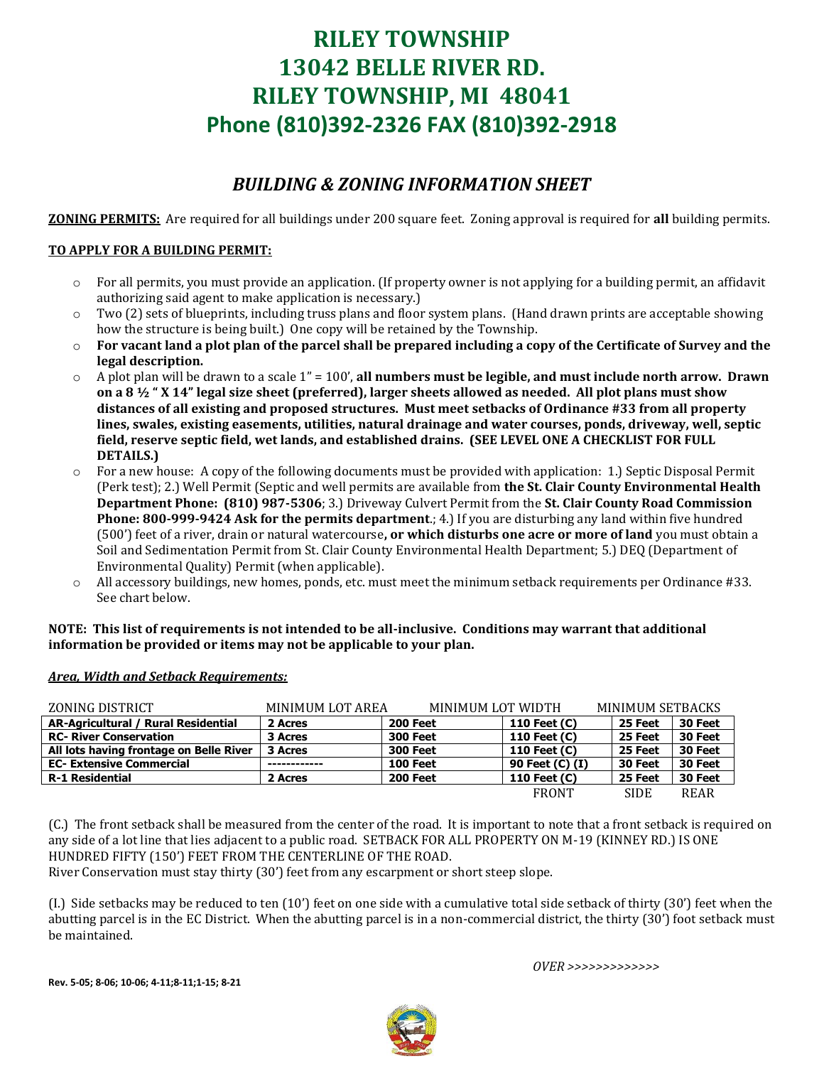# RILEY TOWNSHIP
# 13042 BELLE RIVER RD.
# RILEY TOWNSHIP, MI 48041
## Phone (810)392-2326 FAX (810)392-2918

## *BUILDING & ZONING INFORMATION SHEET*

**ZONING PERMITS:** Are required for all buildings under 200 square feet. Zoning approval is required for **all** building permits.

**TO APPLY FOR A BUILDING PERMIT:**

- For all permits, you must provide an application. (If property owner is not applying for a building permit, an affidavit authorizing said agent to make application is necessary.)
- Two (2) sets of blueprints, including truss plans and floor system plans. (Hand drawn prints are acceptable showing how the structure is being built.) One copy will be retained by the Township.
- **For vacant land a plot plan of the parcel shall be prepared including a copy of the Certificate of Survey and the legal description.**
- A plot plan will be drawn to a scale 1" = 100', **all numbers must be legible, and must include north arrow. Drawn on a 8 ½ " X 14" legal size sheet (preferred), larger sheets allowed as needed. All plot plans must show distances of all existing and proposed structures. Must meet setbacks of Ordinance #33 from all property lines, swales, existing easements, utilities, natural drainage and water courses, ponds, driveway, well, septic field, reserve septic field, wet lands, and established drains. (SEE LEVEL ONE A CHECKLIST FOR FULL DETAILS.)**
- For a new house: A copy of the following documents must be provided with application: 1.) Septic Disposal Permit (Perk test); 2.) Well Permit (Septic and well permits are available from **the St. Clair County Environmental Health Department Phone: (810) 987-5306**; 3.) Driveway Culvert Permit from the **St. Clair County Road Commission Phone: 800-999-9424 Ask for the permits department**.; 4.) If you are disturbing any land within five hundred (500') feet of a river, drain or natural watercourse**, or which disturbs one acre or more of land** you must obtain a Soil and Sedimentation Permit from St. Clair County Environmental Health Department; 5.) DEQ (Department of Environmental Quality) Permit (when applicable).
- All accessory buildings, new homes, ponds, etc. must meet the minimum setback requirements per Ordinance #33. See chart below.

**NOTE: This list of requirements is not intended to be all-inclusive. Conditions may warrant that additional information be provided or items may not be applicable to your plan.**

***Area, Width and Setback Requirements:***

| ZONING DISTRICT | MINIMUM LOT AREA | MINIMUM LOT WIDTH | MINIMUM SETBACKS | | |
|---|---|---|---|---|---|
| | | | FRONT | SIDE | REAR |
| **AR-Agricultural / Rural Residential** | **2 Acres** | **200 Feet** | **110 Feet (C)** | **25 Feet** | **30 Feet** |
| **RC- River Conservation** | **3 Acres** | **300 Feet** | **110 Feet (C)** | **25 Feet** | **30 Feet** |
| **All lots having frontage on Belle River** | **3 Acres** | **300 Feet** | **110 Feet (C)** | **25 Feet** | **30 Feet** |
| **EC- Extensive Commercial** | ------------ | **100 Feet** | **90 Feet (C) (I)** | **30 Feet** | **30 Feet** |
| **R-1 Residential** | **2 Acres** | **200 Feet** | **110 Feet (C)** | **25 Feet** | **30 Feet** |

(C.) The front setback shall be measured from the center of the road. It is important to note that a front setback is required on any side of a lot line that lies adjacent to a public road. SETBACK FOR ALL PROPERTY ON M-19 (KINNEY RD.) IS ONE HUNDRED FIFTY (150') FEET FROM THE CENTERLINE OF THE ROAD.
River Conservation must stay thirty (30') feet from any escarpment or short steep slope.

(I.) Side setbacks may be reduced to ten (10') feet on one side with a cumulative total side setback of thirty (30') feet when the abutting parcel is in the EC District. When the abutting parcel is in a non-commercial district, the thirty (30') foot setback must be maintained.

*OVER >>>>>>>>>>>>>*

**Rev. 5-05; 8-06; 10-06; 4-11;8-11;1-15; 8-21**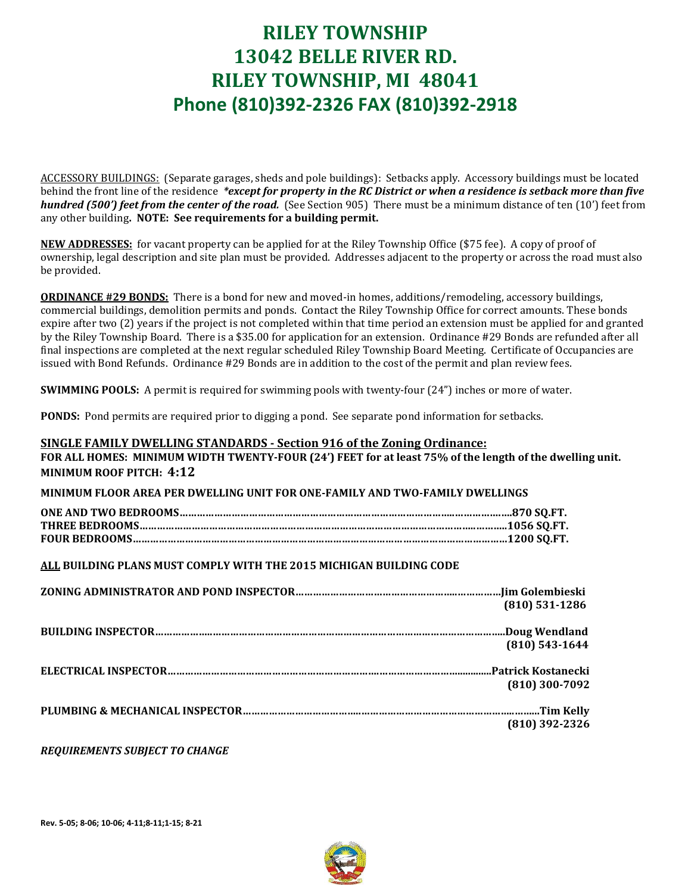# RILEY TOWNSHIP
# 13042 BELLE RIVER RD.
# RILEY TOWNSHIP, MI 48041
## Phone (810)392-2326 FAX (810)392-2918

ACCESSORY BUILDINGS: (Separate garages, sheds and pole buildings): Setbacks apply. Accessory buildings must be located behind the front line of the residence ***except for property in the RC District or when a residence is setback more than five hundred (500') feet from the center of the road.*** (See Section 905) There must be a minimum distance of ten (10') feet from any other building**. NOTE: See requirements for a building permit.**

**NEW ADDRESSES:** for vacant property can be applied for at the Riley Township Office ($75 fee). A copy of proof of ownership, legal description and site plan must be provided. Addresses adjacent to the property or across the road must also be provided.

**ORDINANCE #29 BONDS:** There is a bond for new and moved-in homes, additions/remodeling, accessory buildings, commercial buildings, demolition permits and ponds. Contact the Riley Township Office for correct amounts. These bonds expire after two (2) years if the project is not completed within that time period an extension must be applied for and granted by the Riley Township Board. There is a $35.00 for application for an extension. Ordinance #29 Bonds are refunded after all final inspections are completed at the next regular scheduled Riley Township Board Meeting. Certificate of Occupancies are issued with Bond Refunds. Ordinance #29 Bonds are in addition to the cost of the permit and plan review fees.

**SWIMMING POOLS:** A permit is required for swimming pools with twenty-four (24") inches or more of water.

**PONDS:** Pond permits are required prior to digging a pond. See separate pond information for setbacks.

**SINGLE FAMILY DWELLING STANDARDS - Section 916 of the Zoning Ordinance:**

**FOR ALL HOMES: MINIMUM WIDTH TWENTY-FOUR (24') FEET for at least 75% of the length of the dwelling unit.**

**MINIMUM ROOF PITCH: 4:12**

**MINIMUM FLOOR AREA PER DWELLING UNIT FOR ONE-FAMILY AND TWO-FAMILY DWELLINGS**

**ONE AND TWO BEDROOMS……………………………………………………………………870 SQ.FT.**
**THREE BEDROOMS……………………………………………………………………………1056 SQ.FT.**
**FOUR BEDROOMS……………………………………………………………………………1200 SQ.FT.**

**ALL BUILDING PLANS MUST COMPLY WITH THE 2015 MICHIGAN BUILDING CODE**

**ZONING ADMINISTRATOR AND POND INSPECTOR……………………………Jim Golembieski**
**(810) 531-1286**

**BUILDING INSPECTOR……………………………………………………………Doug Wendland**
**(810) 543-1644**

**ELECTRICAL INSPECTOR………………………………………………………Patrick Kostanecki**
**(810) 300-7092**

**PLUMBING & MECHANICAL INSPECTOR……………………………………………Tim Kelly**
**(810) 392-2326**

***REQUIREMENTS SUBJECT TO CHANGE***

**Rev. 5-05; 8-06; 10-06; 4-11;8-11;1-15; 8-21**